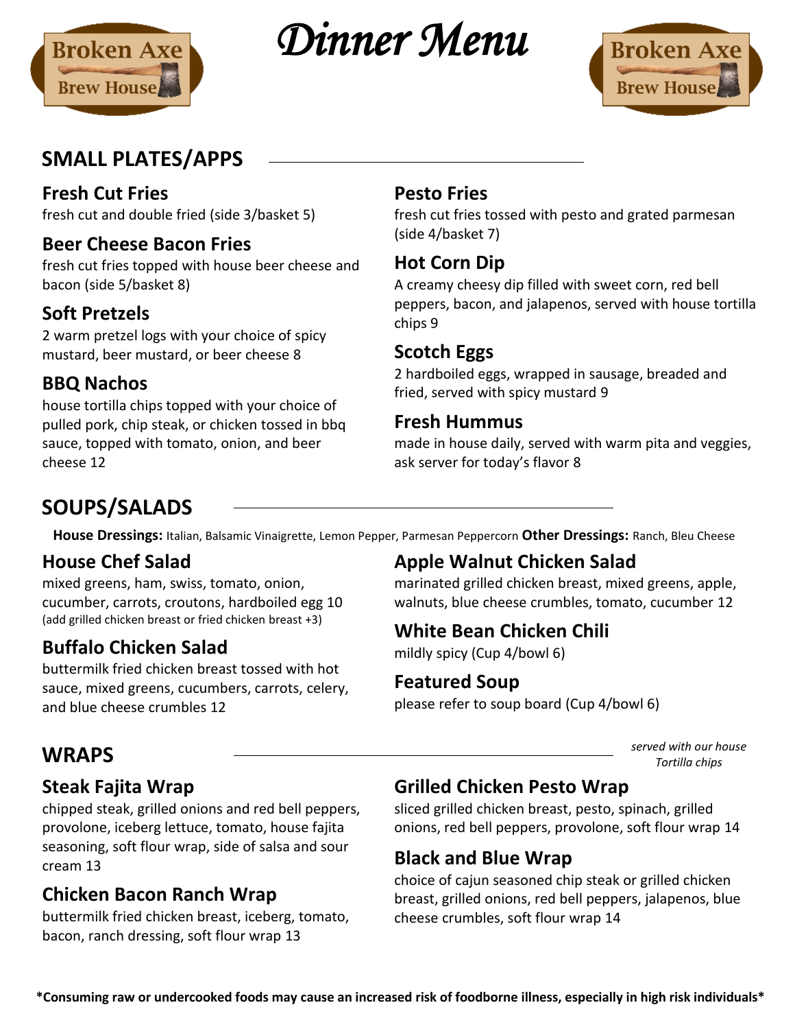# Dinner Menu

Broken Axe Brew House

## SMALL PLATES/APPS

### Fresh Cut Fries

fresh cut and double fried (side 3/basket 5)

### Beer Cheese Bacon Fries

fresh cut fries topped with house beer cheese and bacon (side 5/basket 8)

### Soft Pretzels

2 warm pretzel logs with your choice of spicy mustard, beer mustard, or beer cheese 8

### BBQ Nachos

house tortilla chips topped with your choice of pulled pork, chip steak, or chicken tossed in bbq sauce, topped with tomato, onion, and beer cheese 12

### Pesto Fries

fresh cut fries tossed with pesto and grated parmesan (side 4/basket 7)

### Hot Corn Dip

A creamy cheesy dip filled with sweet corn, red bell peppers, bacon, and jalapenos, served with house tortilla chips 9

### Scotch Eggs

2 hardboiled eggs, wrapped in sausage, breaded and fried, served with spicy mustard 9

### Fresh Hummus

made in house daily, served with warm pita and veggies, ask server for today's flavor 8

## SOUPS/SALADS

**House Dressings:** Italian, Balsamic Vinaigrette, Lemon Pepper, Parmesan Peppercorn **Other Dressings:** Ranch, Bleu Cheese

### House Chef Salad

mixed greens, ham, swiss, tomato, onion, cucumber, carrots, croutons, hardboiled egg 10
(add grilled chicken breast or fried chicken breast +3)

### Buffalo Chicken Salad

buttermilk fried chicken breast tossed with hot sauce, mixed greens, cucumbers, carrots, celery, and blue cheese crumbles 12

### Apple Walnut Chicken Salad

marinated grilled chicken breast, mixed greens, apple, walnuts, blue cheese crumbles, tomato, cucumber 12

### White Bean Chicken Chili

mildly spicy (Cup 4/bowl 6)

### Featured Soup

please refer to soup board (Cup 4/bowl 6)

## WRAPS

*served with our house Tortilla chips*

### Steak Fajita Wrap

chipped steak, grilled onions and red bell peppers, provolone, iceberg lettuce, tomato, house fajita seasoning, soft flour wrap, side of salsa and sour cream 13

### Chicken Bacon Ranch Wrap

buttermilk fried chicken breast, iceberg, tomato, bacon, ranch dressing, soft flour wrap 13

### Grilled Chicken Pesto Wrap

sliced grilled chicken breast, pesto, spinach, grilled onions, red bell peppers, provolone, soft flour wrap 14

### Black and Blue Wrap

choice of cajun seasoned chip steak or grilled chicken breast, grilled onions, red bell peppers, jalapenos, blue cheese crumbles, soft flour wrap 14

**\*Consuming raw or undercooked foods may cause an increased risk of foodborne illness, especially in high risk individuals\***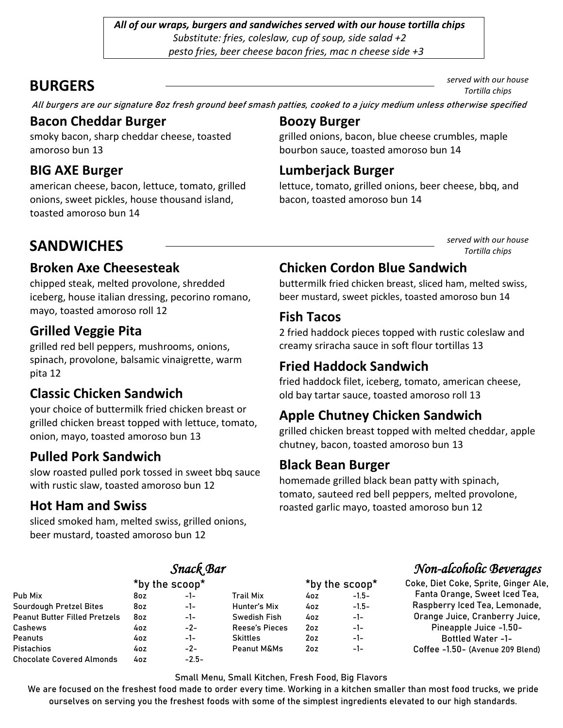***All of our wraps, burgers and sandwiches served with our house tortilla chips***
*Substitute: fries, coleslaw, cup of soup, side salad +2*
*pesto fries, beer cheese bacon fries, mac n cheese side +3*

## BURGERS

*served with our house Tortilla chips*

*All burgers are our signature 8oz fresh ground beef smash patties, cooked to a juicy medium unless otherwise specified*

### Bacon Cheddar Burger
smoky bacon, sharp cheddar cheese, toasted amoroso bun 13

### BIG AXE Burger
american cheese, bacon, lettuce, tomato, grilled onions, sweet pickles, house thousand island, toasted amoroso bun 14

### Boozy Burger
grilled onions, bacon, blue cheese crumbles, maple bourbon sauce, toasted amoroso bun 14

### Lumberjack Burger
lettuce, tomato, grilled onions, beer cheese, bbq, and bacon, toasted amoroso bun 14

## SANDWICHES

*served with our house Tortilla chips*

### Broken Axe Cheesesteak
chipped steak, melted provolone, shredded iceberg, house italian dressing, pecorino romano, mayo, toasted amoroso roll 12

### Grilled Veggie Pita
grilled red bell peppers, mushrooms, onions, spinach, provolone, balsamic vinaigrette, warm pita 12

### Classic Chicken Sandwich
your choice of buttermilk fried chicken breast or grilled chicken breast topped with lettuce, tomato, onion, mayo, toasted amoroso bun 13

### Pulled Pork Sandwich
slow roasted pulled pork tossed in sweet bbq sauce with rustic slaw, toasted amoroso bun 12

### Hot Ham and Swiss
sliced smoked ham, melted swiss, grilled onions, beer mustard, toasted amoroso bun 12

### Chicken Cordon Blue Sandwich
buttermilk fried chicken breast, sliced ham, melted swiss, beer mustard, sweet pickles, toasted amoroso bun 14

### Fish Tacos
2 fried haddock pieces topped with rustic coleslaw and creamy sriracha sauce in soft flour tortillas 13

### Fried Haddock Sandwich
fried haddock filet, iceberg, tomato, american cheese, old bay tartar sauce, toasted amoroso roll 13

### Apple Chutney Chicken Sandwich
grilled chicken breast topped with melted cheddar, apple chutney, bacon, toasted amoroso bun 13

### Black Bean Burger
homemade grilled black bean patty with spinach, tomato, sauteed red bell peppers, melted provolone, roasted garlic mayo, toasted amoroso bun 12

## Snack Bar

| | *by the scoop* | | | *by the scoop* | |
|---|---|---|---|---|---|
| Pub Mix | 8oz | -1- | Trail Mix | 4oz | -1.5- |
| Sourdough Pretzel Bites | 8oz | -1- | Hunter's Mix | 4oz | -1.5- |
| Peanut Butter Filled Pretzels | 8oz | -1- | Swedish Fish | 4oz | -1- |
| Cashews | 4oz | -2- | Reese's Pieces | 2oz | -1- |
| Peanuts | 4oz | -1- | Skittles | 2oz | -1- |
| Pistachios | 4oz | -2- | Peanut M&Ms | 2oz | -1- |
| Chocolate Covered Almonds | 4oz | -2.5- | | | |

## Non-alcoholic Beverages

Coke, Diet Coke, Sprite, Ginger Ale, Fanta Orange, Sweet Iced Tea, Raspberry Iced Tea, Lemonade, Orange Juice, Cranberry Juice, Pineapple Juice -1.50-
Bottled Water -1-
Coffee -1.50- (Avenue 209 Blend)

Small Menu, Small Kitchen, Fresh Food, Big Flavors

We are focused on the freshest food made to order every time. Working in a kitchen smaller than most food trucks, we pride ourselves on serving you the freshest foods with some of the simplest ingredients elevated to our high standards.